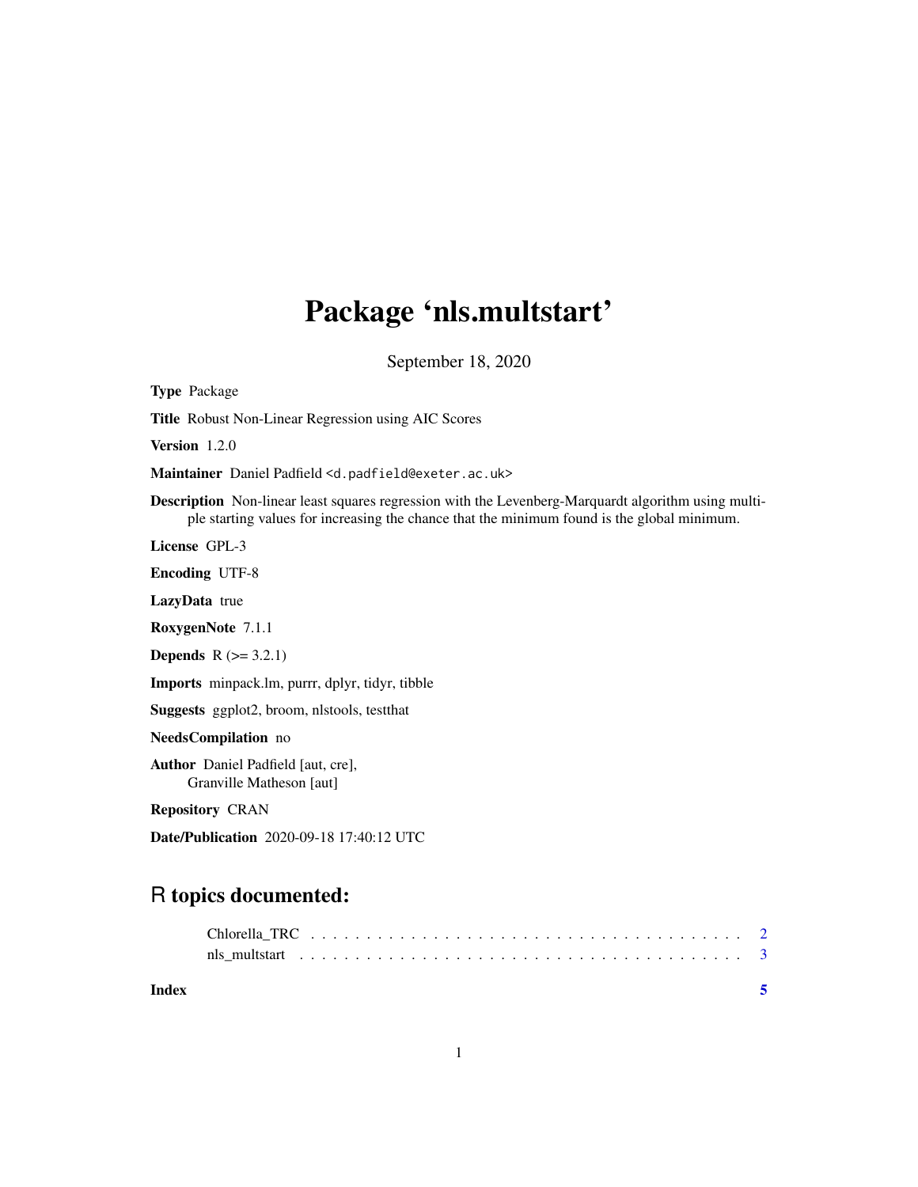# Package 'nls.multstart'

September 18, 2020

**Type** Package

**Title** Robust Non-Linear Regression using AIC Scores

**Version** 1.2.0

**Maintainer** Daniel Padfield <d.padfield@exeter.ac.uk>

**Description** Non-linear least squares regression with the Levenberg-Marquardt algorithm using multiple starting values for increasing the chance that the minimum found is the global minimum.

**License** GPL-3

**Encoding** UTF-8

**LazyData** true

**RoxygenNote** 7.1.1

**Depends** R (>= 3.2.1)

**Imports** minpack.lm, purrr, dplyr, tidyr, tibble

**Suggests** ggplot2, broom, nlstools, testthat

**NeedsCompilation** no

**Author** Daniel Padfield [aut, cre],
Granville Matheson [aut]

**Repository** CRAN

**Date/Publication** 2020-09-18 17:40:12 UTC

## R topics documented:

- Chlorella_TRC . . . . . . . . . . . . . . . . . . . . . . . . . . . . . . . . . . . . . 2
- nls_multstart . . . . . . . . . . . . . . . . . . . . . . . . . . . . . . . . . . . . . 3

**Index** 5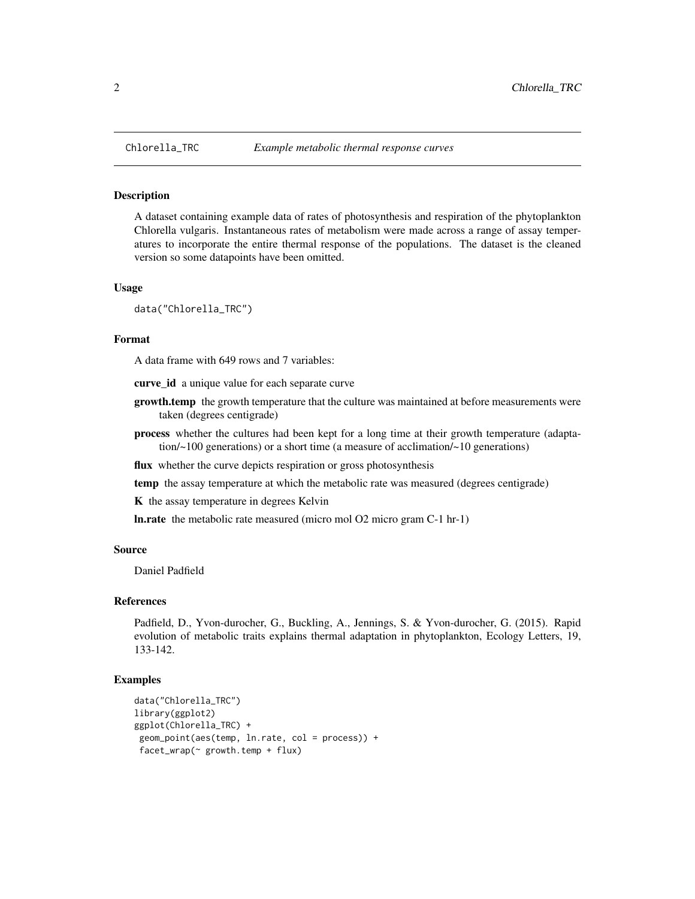## Chlorella_TRC *Example metabolic thermal response curves*

### Description

A dataset containing example data of rates of photosynthesis and respiration of the phytoplankton Chlorella vulgaris. Instantaneous rates of metabolism were made across a range of assay temperatures to incorporate the entire thermal response of the populations. The dataset is the cleaned version so some datapoints have been omitted.

### Usage

```
data("Chlorella_TRC")
```

### Format

A data frame with 649 rows and 7 variables:

**curve_id** a unique value for each separate curve

**growth.temp** the growth temperature that the culture was maintained at before measurements were taken (degrees centigrade)

**process** whether the cultures had been kept for a long time at their growth temperature (adaptation/~100 generations) or a short time (a measure of acclimation/~10 generations)

**flux** whether the curve depicts respiration or gross photosynthesis

**temp** the assay temperature at which the metabolic rate was measured (degrees centigrade)

**K** the assay temperature in degrees Kelvin

**ln.rate** the metabolic rate measured (micro mol O2 micro gram C-1 hr-1)

### Source

Daniel Padfield

### References

Padfield, D., Yvon-durocher, G., Buckling, A., Jennings, S. & Yvon-durocher, G. (2015). Rapid evolution of metabolic traits explains thermal adaptation in phytoplankton, Ecology Letters, 19, 133-142.

### Examples

```
data("Chlorella_TRC")
library(ggplot2)
ggplot(Chlorella_TRC) +
 geom_point(aes(temp, ln.rate, col = process)) +
 facet_wrap(~ growth.temp + flux)
```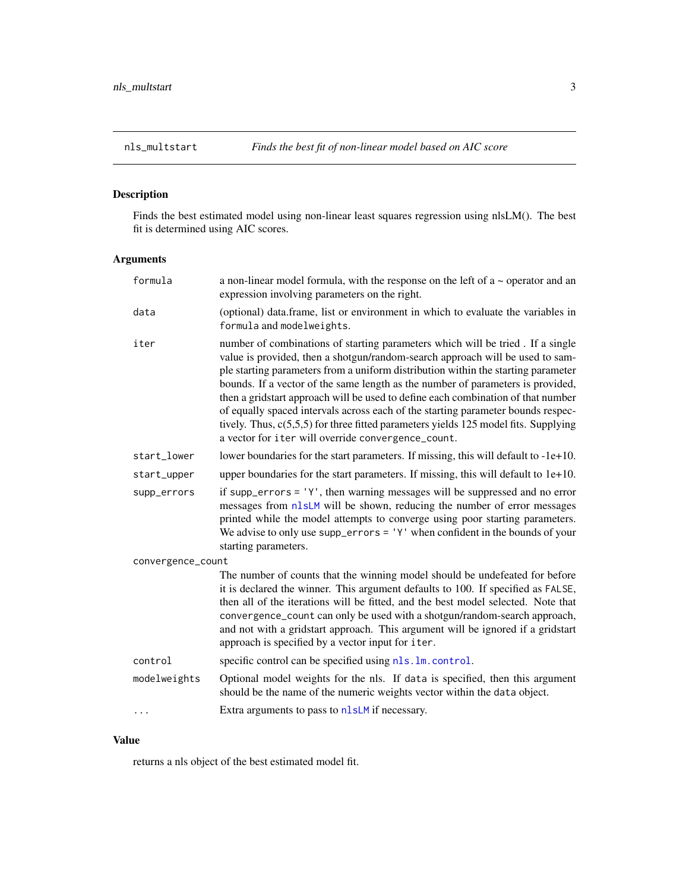# nls_multstart — *Finds the best fit of non-linear model based on AIC score*

## Description

Finds the best estimated model using non-linear least squares regression using nlsLM(). The best fit is determined using AIC scores.

## Arguments

| | |
|---|---|
| `formula` | a non-linear model formula, with the response on the left of a ~ operator and an expression involving parameters on the right. |
| `data` | (optional) data.frame, list or environment in which to evaluate the variables in `formula` and `modelweights`. |
| `iter` | number of combinations of starting parameters which will be tried . If a single value is provided, then a shotgun/random-search approach will be used to sample starting parameters from a uniform distribution within the starting parameter bounds. If a vector of the same length as the number of parameters is provided, then a gridstart approach will be used to define each combination of that number of equally spaced intervals across each of the starting parameter bounds respectively. Thus, c(5,5,5) for three fitted parameters yields 125 model fits. Supplying a vector for `iter` will override `convergence_count`. |
| `start_lower` | lower boundaries for the start parameters. If missing, this will default to -1e+10. |
| `start_upper` | upper boundaries for the start parameters. If missing, this will default to 1e+10. |
| `supp_errors` | if `supp_errors = 'Y'`, then warning messages will be suppressed and no error messages from `nlsLM` will be shown, reducing the number of error messages printed while the model attempts to converge using poor starting parameters. We advise to only use `supp_errors = 'Y'` when confident in the bounds of your starting parameters. |
| `convergence_count` | The number of counts that the winning model should be undefeated for before it is declared the winner. This argument defaults to 100. If specified as `FALSE`, then all of the iterations will be fitted, and the best model selected. Note that `convergence_count` can only be used with a shotgun/random-search approach, and not with a gridstart approach. This argument will be ignored if a gridstart approach is specified by a vector input for `iter`. |
| `control` | specific control can be specified using `nls.lm.control`. |
| `modelweights` | Optional model weights for the nls. If `data` is specified, then this argument should be the name of the numeric weights vector within the `data` object. |
| `...` | Extra arguments to pass to `nlsLM` if necessary. |

## Value

returns a nls object of the best estimated model fit.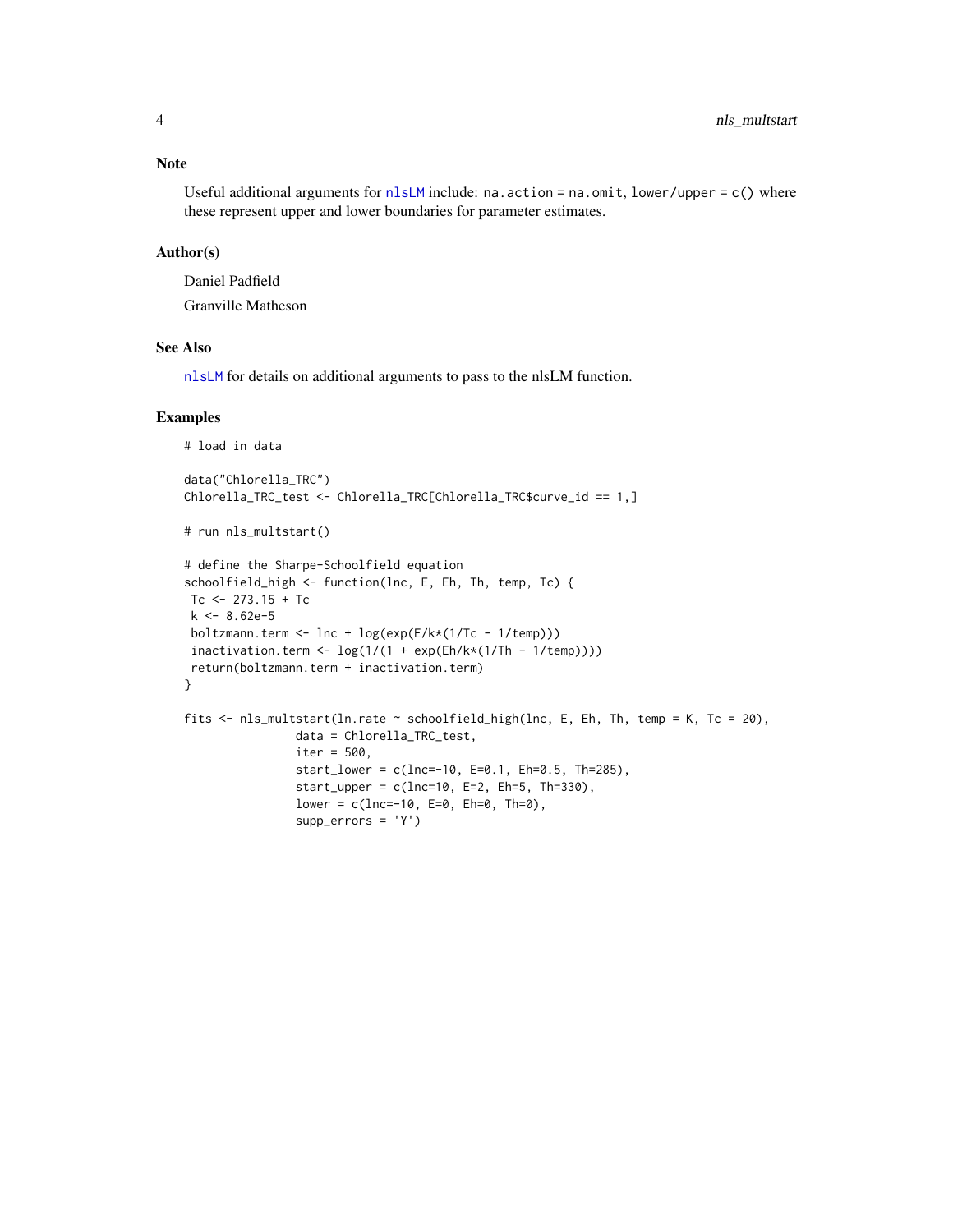## Note

Useful additional arguments for `nlsLM` include: `na.action = na.omit`, `lower/upper = c()` where these represent upper and lower boundaries for parameter estimates.

## Author(s)

Daniel Padfield

Granville Matheson

## See Also

`nlsLM` for details on additional arguments to pass to the nlsLM function.

## Examples

```
# load in data

data("Chlorella_TRC")
Chlorella_TRC_test <- Chlorella_TRC[Chlorella_TRC$curve_id == 1,]

# run nls_multstart()

# define the Sharpe-Schoolfield equation
schoolfield_high <- function(lnc, E, Eh, Th, temp, Tc) {
 Tc <- 273.15 + Tc
 k <- 8.62e-5
 boltzmann.term <- lnc + log(exp(E/k*(1/Tc - 1/temp)))
 inactivation.term <- log(1/(1 + exp(Eh/k*(1/Th - 1/temp))))
 return(boltzmann.term + inactivation.term)
}

fits <- nls_multstart(ln.rate ~ schoolfield_high(lnc, E, Eh, Th, temp = K, Tc = 20),
                 data = Chlorella_TRC_test,
                 iter = 500,
                 start_lower = c(lnc=-10, E=0.1, Eh=0.5, Th=285),
                 start_upper = c(lnc=10, E=2, Eh=5, Th=330),
                 lower = c(lnc=-10, E=0, Eh=0, Th=0),
                 supp_errors = 'Y')
```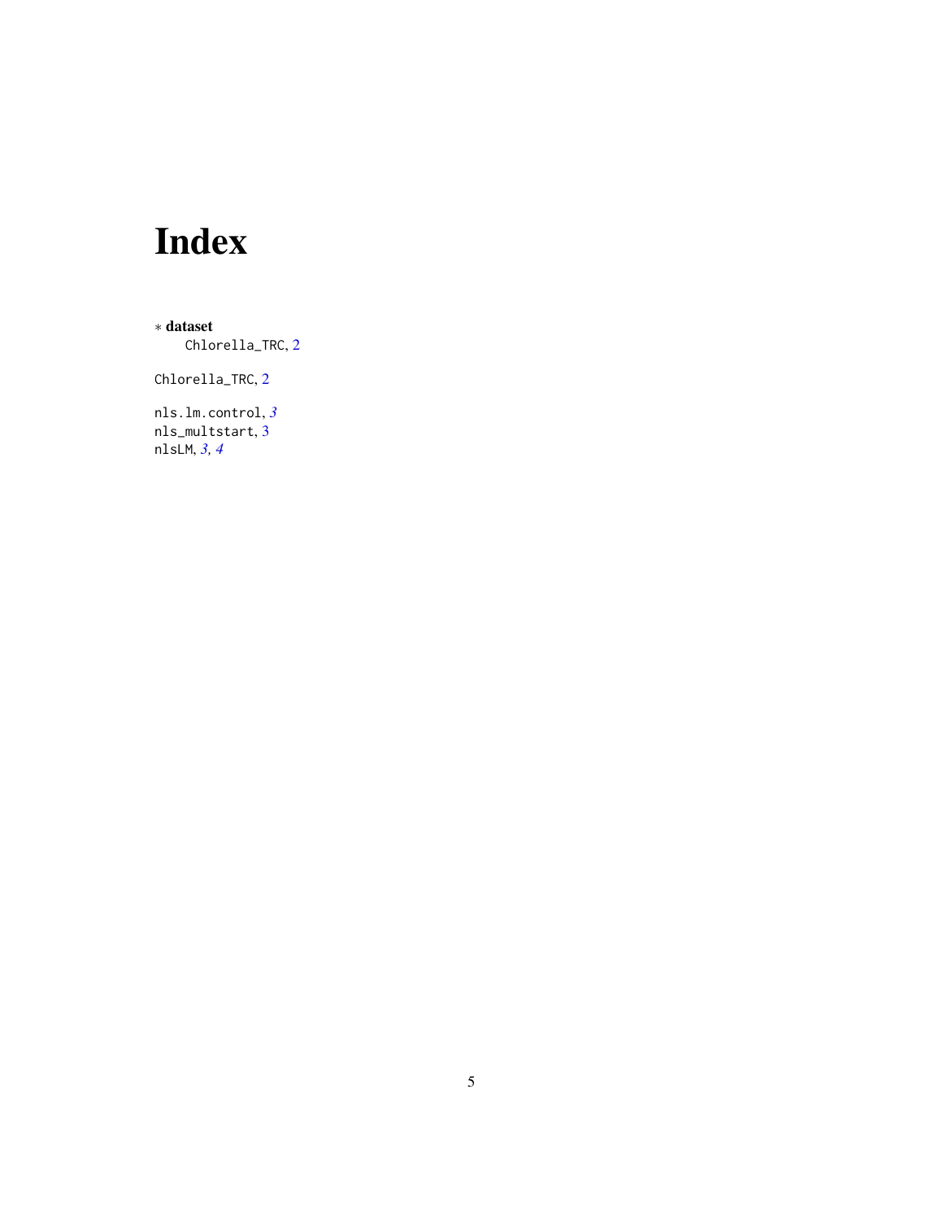# Index

∗ **dataset**
    Chlorella_TRC, 2

Chlorella_TRC, 2

nls.lm.control, *3*
nls_multstart, 3
nlsLM, *3, 4*